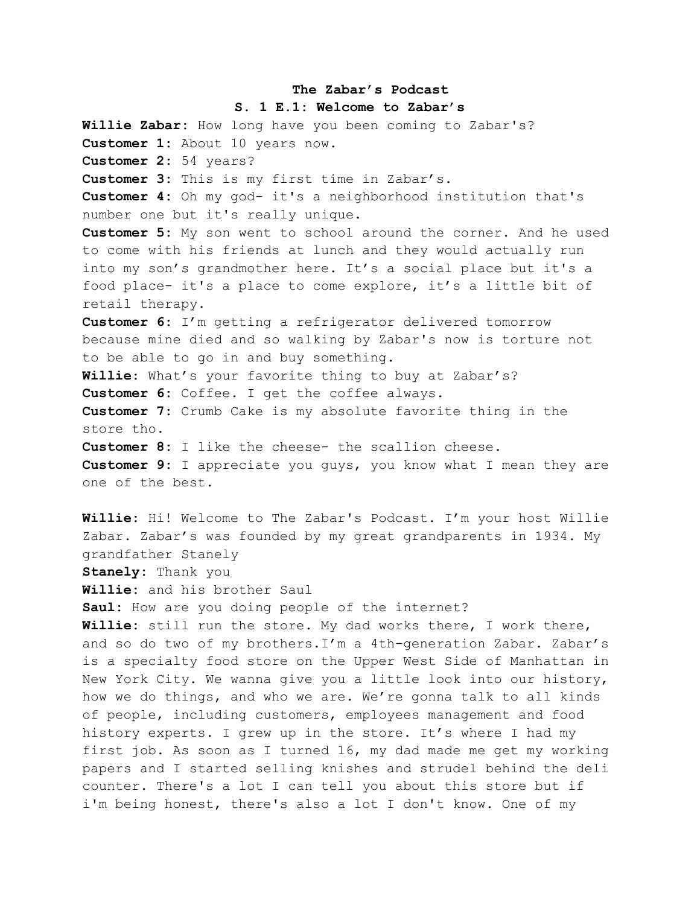**The Zabar's Podcast**

**S. 1 E.1: Welcome to Zabar's**

**Willie Zabar:** How long have you been coming to Zabar's?

**Customer 1:** About 10 years now.

**Customer 2:** 54 years?

**Customer 3:** This is my first time in Zabar's.

**Customer 4:** Oh my god- it's a neighborhood institution that's number one but it's really unique.

**Customer 5:** My son went to school around the corner. And he used to come with his friends at lunch and they would actually run into my son's grandmother here. It's a social place but it's a food place- it's a place to come explore, it's a little bit of retail therapy.

**Customer 6:** I'm getting a refrigerator delivered tomorrow because mine died and so walking by Zabar's now is torture not to be able to go in and buy something.

**Willie:** What's your favorite thing to buy at Zabar's?

**Customer 6:** Coffee. I get the coffee always.

**Customer 7:** Crumb Cake is my absolute favorite thing in the store tho.

**Customer 8:** I like the cheese- the scallion cheese.

**Customer 9:** I appreciate you guys, you know what I mean they are one of the best.

**Willie:** Hi! Welcome to The Zabar's Podcast. I'm your host Willie Zabar. Zabar's was founded by my great grandparents in 1934. My grandfather Stanely

**Stanely:** Thank you

**Willie:** and his brother Saul

**Saul:** How are you doing people of the internet?

**Willie:** still run the store. My dad works there, I work there, and so do two of my brothers.I'm a 4th-generation Zabar. Zabar's is a specialty food store on the Upper West Side of Manhattan in New York City. We wanna give you a little look into our history, how we do things, and who we are. We're gonna talk to all kinds of people, including customers, employees management and food history experts. I grew up in the store. It's where I had my first job. As soon as I turned 16, my dad made me get my working papers and I started selling knishes and strudel behind the deli counter. There's a lot I can tell you about this store but if i'm being honest, there's also a lot I don't know. One of my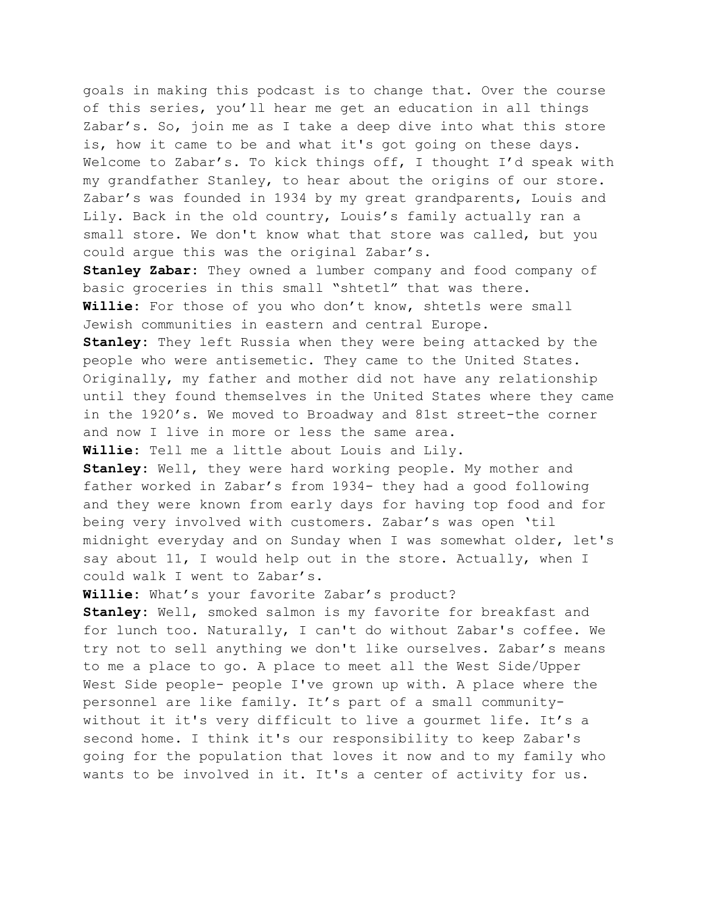goals in making this podcast is to change that. Over the course of this series, you'll hear me get an education in all things Zabar's. So, join me as I take a deep dive into what this store is, how it came to be and what it's got going on these days. Welcome to Zabar's. To kick things off, I thought I'd speak with my grandfather Stanley, to hear about the origins of our store. Zabar's was founded in 1934 by my great grandparents, Louis and Lily. Back in the old country, Louis's family actually ran a small store. We don't know what that store was called, but you could argue this was the original Zabar's.

**Stanley Zabar**: They owned a lumber company and food company of basic groceries in this small "shtetl" that was there.

**Willie**: For those of you who don't know, shtetls were small Jewish communities in eastern and central Europe.

**Stanley**: They left Russia when they were being attacked by the people who were antisemetic. They came to the United States. Originally, my father and mother did not have any relationship until they found themselves in the United States where they came in the 1920's. We moved to Broadway and 81st street-the corner and now I live in more or less the same area.

**Willie**: Tell me a little about Louis and Lily.

**Stanley**: Well, they were hard working people. My mother and father worked in Zabar's from 1934- they had a good following and they were known from early days for having top food and for being very involved with customers. Zabar's was open 'til midnight everyday and on Sunday when I was somewhat older, let's say about 11, I would help out in the store. Actually, when I could walk I went to Zabar's.

**Willie**: What's your favorite Zabar's product?

**Stanley**: Well, smoked salmon is my favorite for breakfast and for lunch too. Naturally, I can't do without Zabar's coffee. We try not to sell anything we don't like ourselves. Zabar's means to me a place to go. A place to meet all the West Side/Upper West Side people- people I've grown up with. A place where the personnel are like family. It's part of a small community- without it it's very difficult to live a gourmet life. It's a second home. I think it's our responsibility to keep Zabar's going for the population that loves it now and to my family who wants to be involved in it. It's a center of activity for us.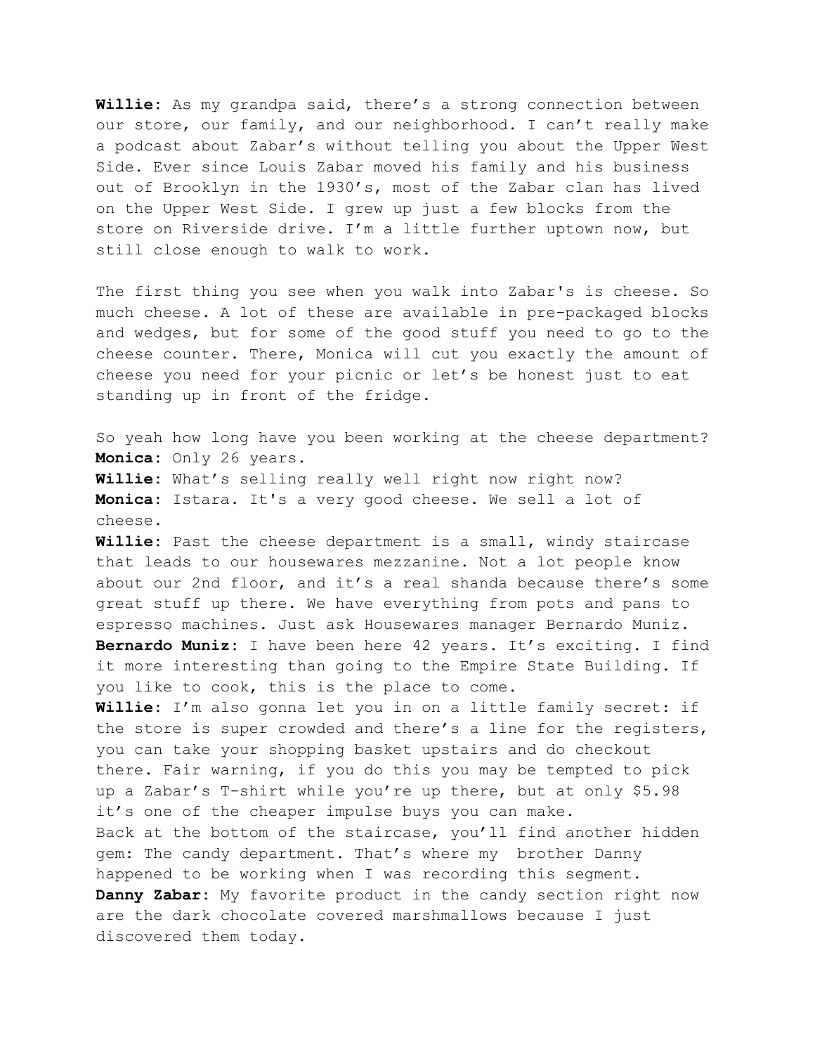**Willie**: As my grandpa said, there's a strong connection between our store, our family, and our neighborhood. I can't really make a podcast about Zabar's without telling you about the Upper West Side. Ever since Louis Zabar moved his family and his business out of Brooklyn in the 1930's, most of the Zabar clan has lived on the Upper West Side. I grew up just a few blocks from the store on Riverside drive. I'm a little further uptown now, but still close enough to walk to work.

The first thing you see when you walk into Zabar's is cheese. So much cheese. A lot of these are available in pre-packaged blocks and wedges, but for some of the good stuff you need to go to the cheese counter. There, Monica will cut you exactly the amount of cheese you need for your picnic or let's be honest just to eat standing up in front of the fridge.

So yeah how long have you been working at the cheese department?
**Monica**: Only 26 years.
**Willie**: What's selling really well right now right now?
**Monica**: Istara. It's a very good cheese. We sell a lot of cheese.
**Willie**: Past the cheese department is a small, windy staircase that leads to our housewares mezzanine. Not a lot people know about our 2nd floor, and it's a real shanda because there's some great stuff up there. We have everything from pots and pans to espresso machines. Just ask Housewares manager Bernardo Muniz.
**Bernardo Muniz**: I have been here 42 years. It's exciting. I find it more interesting than going to the Empire State Building. If you like to cook, this is the place to come.
**Willie**: I'm also gonna let you in on a little family secret: if the store is super crowded and there's a line for the registers, you can take your shopping basket upstairs and do checkout there. Fair warning, if you do this you may be tempted to pick up a Zabar's T-shirt while you're up there, but at only $5.98 it's one of the cheaper impulse buys you can make.
Back at the bottom of the staircase, you'll find another hidden gem: The candy department. That's where my brother Danny happened to be working when I was recording this segment.
**Danny Zabar**: My favorite product in the candy section right now are the dark chocolate covered marshmallows because I just discovered them today.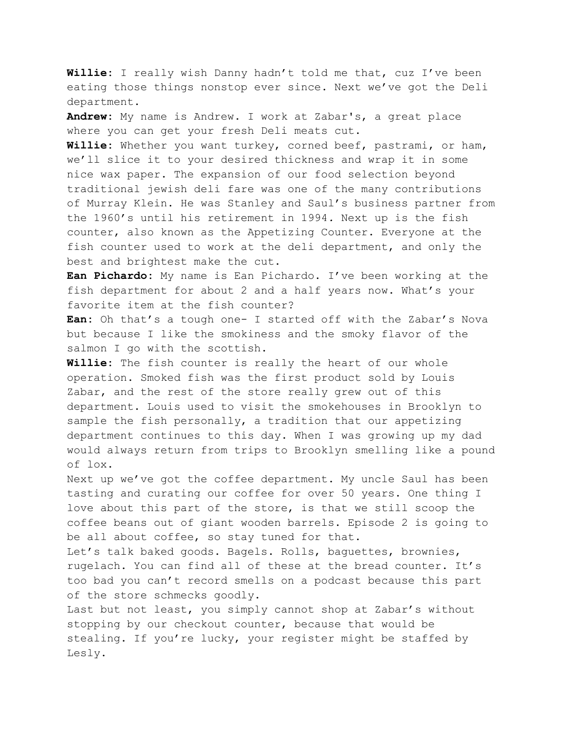**Willie:** I really wish Danny hadn't told me that, cuz I've been eating those things nonstop ever since. Next we've got the Deli department.

**Andrew:** My name is Andrew. I work at Zabar's, a great place where you can get your fresh Deli meats cut.

**Willie:** Whether you want turkey, corned beef, pastrami, or ham, we'll slice it to your desired thickness and wrap it in some nice wax paper. The expansion of our food selection beyond traditional jewish deli fare was one of the many contributions of Murray Klein. He was Stanley and Saul's business partner from the 1960's until his retirement in 1994. Next up is the fish counter, also known as the Appetizing Counter. Everyone at the fish counter used to work at the deli department, and only the best and brightest make the cut.

**Ean Pichardo:** My name is Ean Pichardo. I've been working at the fish department for about 2 and a half years now. What's your favorite item at the fish counter?

**Ean:** Oh that's a tough one- I started off with the Zabar's Nova but because I like the smokiness and the smoky flavor of the salmon I go with the scottish.

**Willie:** The fish counter is really the heart of our whole operation. Smoked fish was the first product sold by Louis Zabar, and the rest of the store really grew out of this department. Louis used to visit the smokehouses in Brooklyn to sample the fish personally, a tradition that our appetizing department continues to this day. When I was growing up my dad would always return from trips to Brooklyn smelling like a pound of lox.

Next up we've got the coffee department. My uncle Saul has been tasting and curating our coffee for over 50 years. One thing I love about this part of the store, is that we still scoop the coffee beans out of giant wooden barrels. Episode 2 is going to be all about coffee, so stay tuned for that.

Let's talk baked goods. Bagels. Rolls, baguettes, brownies, rugelach. You can find all of these at the bread counter. It's too bad you can't record smells on a podcast because this part of the store schmecks goodly.

Last but not least, you simply cannot shop at Zabar's without stopping by our checkout counter, because that would be stealing. If you're lucky, your register might be staffed by Lesly.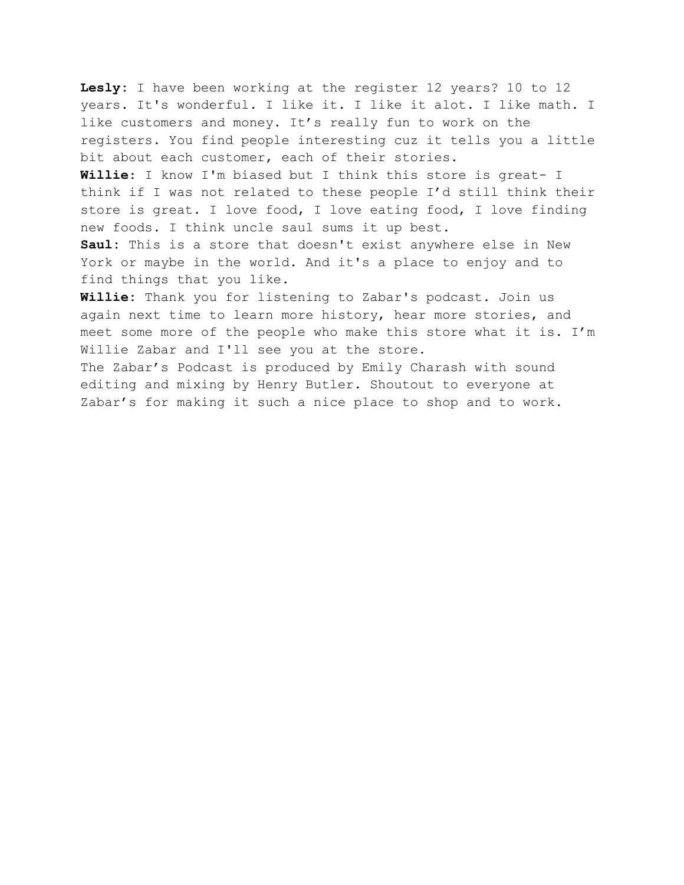**Lesly:** I have been working at the register 12 years? 10 to 12 years. It's wonderful. I like it. I like it alot. I like math. I like customers and money. It's really fun to work on the registers. You find people interesting cuz it tells you a little bit about each customer, each of their stories.

**Willie:** I know I'm biased but I think this store is great- I think if I was not related to these people I'd still think their store is great. I love food, I love eating food, I love finding new foods. I think uncle saul sums it up best.

**Saul:** This is a store that doesn't exist anywhere else in New York or maybe in the world. And it's a place to enjoy and to find things that you like.

**Willie:** Thank you for listening to Zabar's podcast. Join us again next time to learn more history, hear more stories, and meet some more of the people who make this store what it is. I'm Willie Zabar and I'll see you at the store.

The Zabar's Podcast is produced by Emily Charash with sound editing and mixing by Henry Butler. Shoutout to everyone at Zabar's for making it such a nice place to shop and to work.